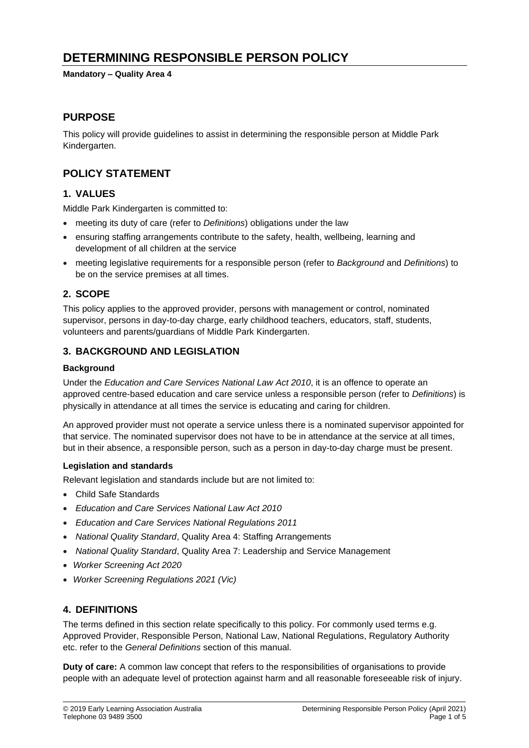# DETERMINING RESPONSIBLE PERSON POLICY

**Mandatory – Quality Area 4**

## PURPOSE

This policy will provide guidelines to assist in determining the responsible person at Middle Park Kindergarten.

## POLICY STATEMENT

### 1. VALUES

Middle Park Kindergarten is committed to:

- meeting its duty of care (refer to *Definitions*) obligations under the law
- ensuring staffing arrangements contribute to the safety, health, wellbeing, learning and development of all children at the service
- meeting legislative requirements for a responsible person (refer to *Background* and *Definitions*) to be on the service premises at all times.

### 2. SCOPE

This policy applies to the approved provider, persons with management or control, nominated supervisor, persons in day-to-day charge, early childhood teachers, educators, staff, students, volunteers and parents/guardians of Middle Park Kindergarten.

### 3. BACKGROUND AND LEGISLATION

**Background**

Under the *Education and Care Services National Law Act 2010*, it is an offence to operate an approved centre-based education and care service unless a responsible person (refer to *Definitions*) is physically in attendance at all times the service is educating and caring for children.

An approved provider must not operate a service unless there is a nominated supervisor appointed for that service. The nominated supervisor does not have to be in attendance at the service at all times, but in their absence, a responsible person, such as a person in day-to-day charge must be present.

**Legislation and standards**

Relevant legislation and standards include but are not limited to:

- Child Safe Standards
- *Education and Care Services National Law Act 2010*
- *Education and Care Services National Regulations 2011*
- *National Quality Standard*, Quality Area 4: Staffing Arrangements
- *National Quality Standard*, Quality Area 7: Leadership and Service Management
- *Worker Screening Act 2020*
- *Worker Screening Regulations 2021 (Vic)*

### 4. DEFINITIONS

The terms defined in this section relate specifically to this policy. For commonly used terms e.g. Approved Provider, Responsible Person, National Law, National Regulations, Regulatory Authority etc. refer to the *General Definitions* section of this manual.

**Duty of care:** A common law concept that refers to the responsibilities of organisations to provide people with an adequate level of protection against harm and all reasonable foreseeable risk of injury.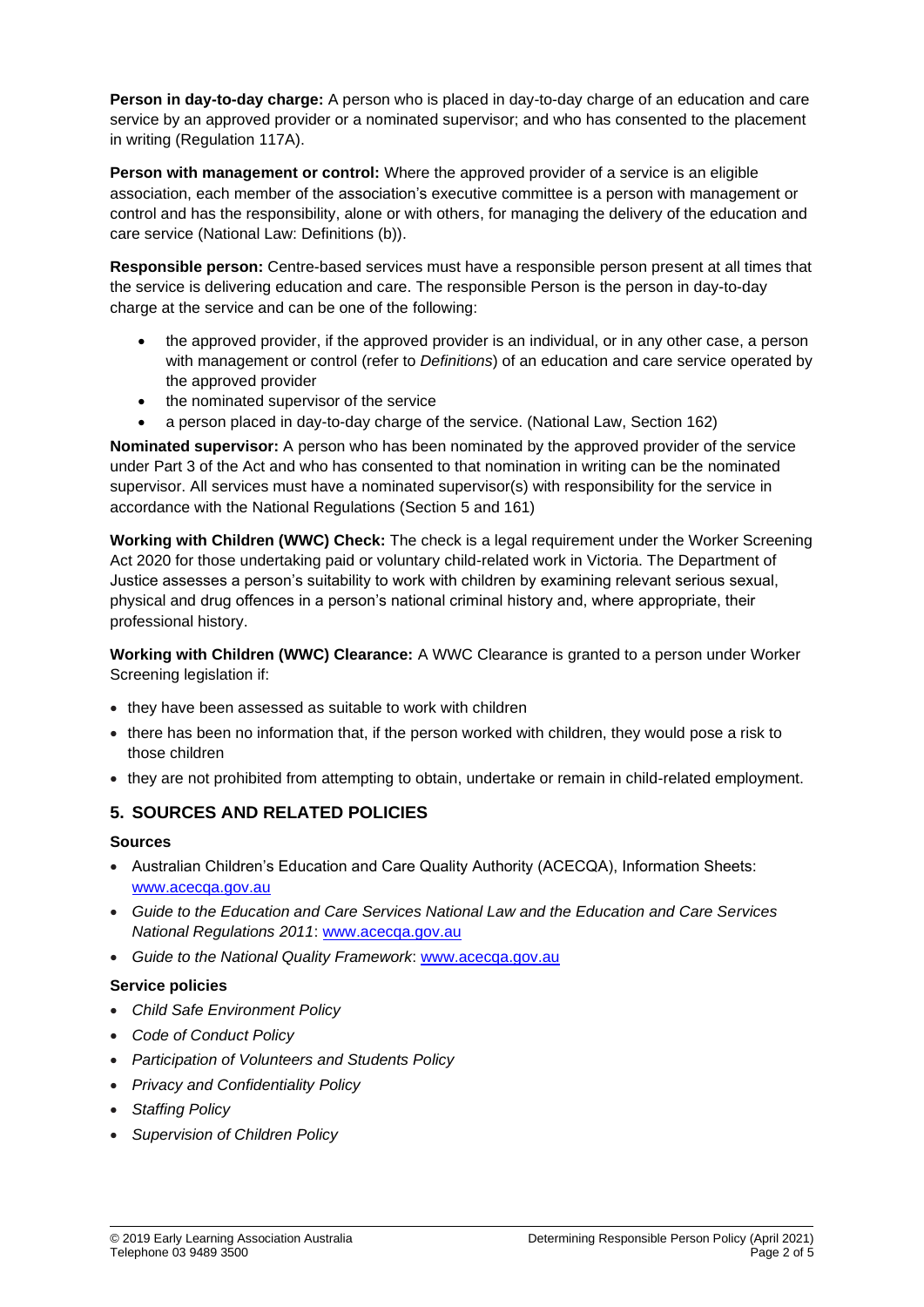**Person in day-to-day charge:** A person who is placed in day-to-day charge of an education and care service by an approved provider or a nominated supervisor; and who has consented to the placement in writing (Regulation 117A).

**Person with management or control:** Where the approved provider of a service is an eligible association, each member of the association's executive committee is a person with management or control and has the responsibility, alone or with others, for managing the delivery of the education and care service (National Law: Definitions (b)).

**Responsible person:** Centre-based services must have a responsible person present at all times that the service is delivering education and care. The responsible Person is the person in day-to-day charge at the service and can be one of the following:

- the approved provider, if the approved provider is an individual, or in any other case, a person with management or control (refer to *Definitions*) of an education and care service operated by the approved provider
- the nominated supervisor of the service
- a person placed in day-to-day charge of the service. (National Law, Section 162)

**Nominated supervisor:** A person who has been nominated by the approved provider of the service under Part 3 of the Act and who has consented to that nomination in writing can be the nominated supervisor. All services must have a nominated supervisor(s) with responsibility for the service in accordance with the National Regulations (Section 5 and 161)

**Working with Children (WWC) Check:** The check is a legal requirement under the Worker Screening Act 2020 for those undertaking paid or voluntary child-related work in Victoria. The Department of Justice assesses a person's suitability to work with children by examining relevant serious sexual, physical and drug offences in a person's national criminal history and, where appropriate, their professional history.

**Working with Children (WWC) Clearance:** A WWC Clearance is granted to a person under Worker Screening legislation if:

- they have been assessed as suitable to work with children
- there has been no information that, if the person worked with children, they would pose a risk to those children
- they are not prohibited from attempting to obtain, undertake or remain in child-related employment.

## 5. SOURCES AND RELATED POLICIES

### Sources

- Australian Children's Education and Care Quality Authority (ACECQA), Information Sheets: www.acecqa.gov.au
- *Guide to the Education and Care Services National Law and the Education and Care Services National Regulations 2011*: www.acecqa.gov.au
- *Guide to the National Quality Framework*: www.acecqa.gov.au

### Service policies

- *Child Safe Environment Policy*
- *Code of Conduct Policy*
- *Participation of Volunteers and Students Policy*
- *Privacy and Confidentiality Policy*
- *Staffing Policy*
- *Supervision of Children Policy*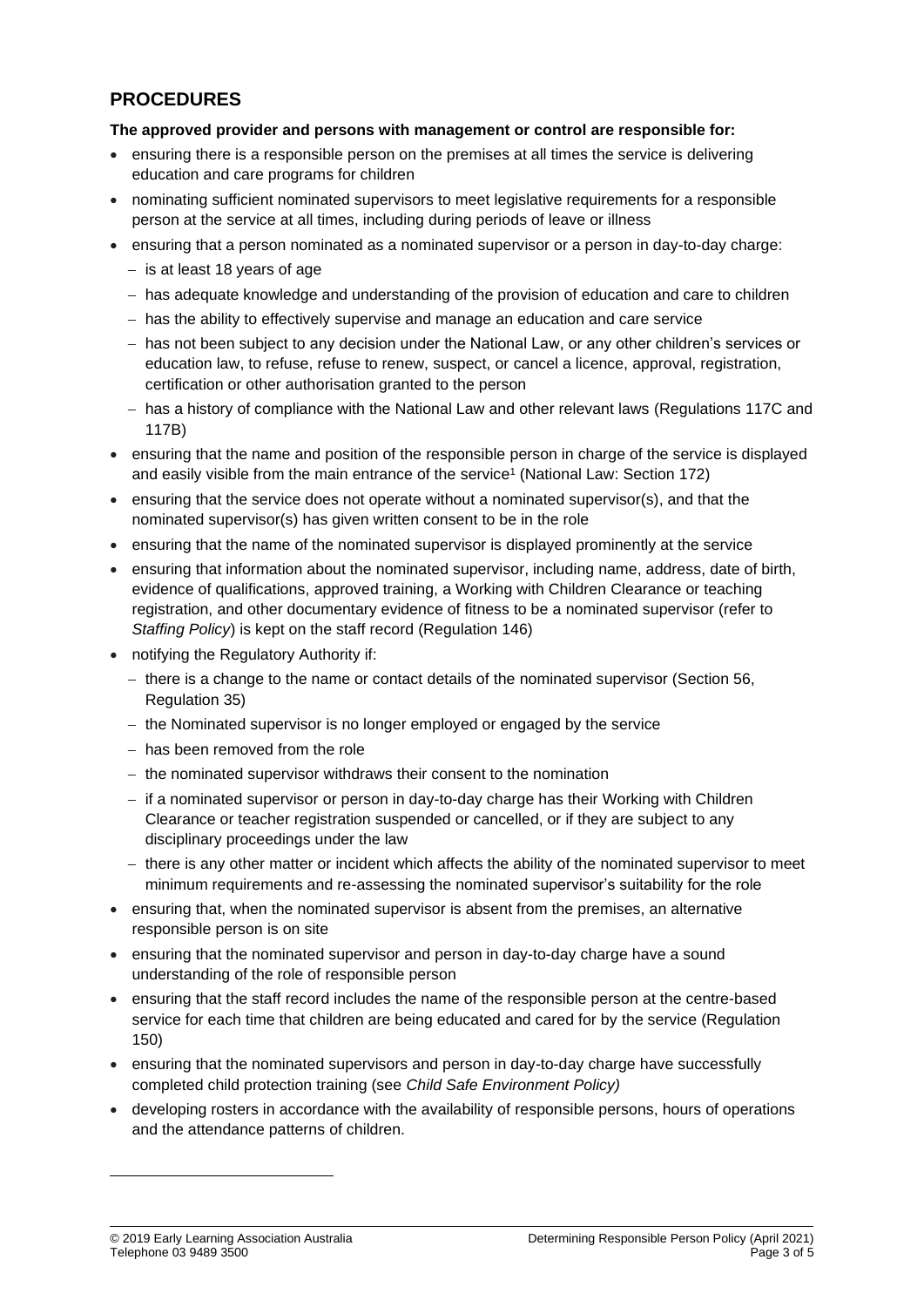## PROCEDURES

**The approved provider and persons with management or control are responsible for:**

- ensuring there is a responsible person on the premises at all times the service is delivering education and care programs for children
- nominating sufficient nominated supervisors to meet legislative requirements for a responsible person at the service at all times, including during periods of leave or illness
- ensuring that a person nominated as a nominated supervisor or a person in day-to-day charge:
  - is at least 18 years of age
  - has adequate knowledge and understanding of the provision of education and care to children
  - has the ability to effectively supervise and manage an education and care service
  - has not been subject to any decision under the National Law, or any other children's services or education law, to refuse, refuse to renew, suspect, or cancel a licence, approval, registration, certification or other authorisation granted to the person
  - has a history of compliance with the National Law and other relevant laws (Regulations 117C and 117B)
- ensuring that the name and position of the responsible person in charge of the service is displayed and easily visible from the main entrance of the service[1] (National Law: Section 172)
- ensuring that the service does not operate without a nominated supervisor(s), and that the nominated supervisor(s) has given written consent to be in the role
- ensuring that the name of the nominated supervisor is displayed prominently at the service
- ensuring that information about the nominated supervisor, including name, address, date of birth, evidence of qualifications, approved training, a Working with Children Clearance or teaching registration, and other documentary evidence of fitness to be a nominated supervisor (refer to *Staffing Policy*) is kept on the staff record (Regulation 146)
- notifying the Regulatory Authority if:
  - there is a change to the name or contact details of the nominated supervisor (Section 56, Regulation 35)
  - the Nominated supervisor is no longer employed or engaged by the service
  - has been removed from the role
  - the nominated supervisor withdraws their consent to the nomination
  - if a nominated supervisor or person in day-to-day charge has their Working with Children Clearance or teacher registration suspended or cancelled, or if they are subject to any disciplinary proceedings under the law
  - there is any other matter or incident which affects the ability of the nominated supervisor to meet minimum requirements and re-assessing the nominated supervisor's suitability for the role
- ensuring that, when the nominated supervisor is absent from the premises, an alternative responsible person is on site
- ensuring that the nominated supervisor and person in day-to-day charge have a sound understanding of the role of responsible person
- ensuring that the staff record includes the name of the responsible person at the centre-based service for each time that children are being educated and cared for by the service (Regulation 150)
- ensuring that the nominated supervisors and person in day-to-day charge have successfully completed child protection training (see *Child Safe Environment Policy)*
- developing rosters in accordance with the availability of responsible persons, hours of operations and the attendance patterns of children.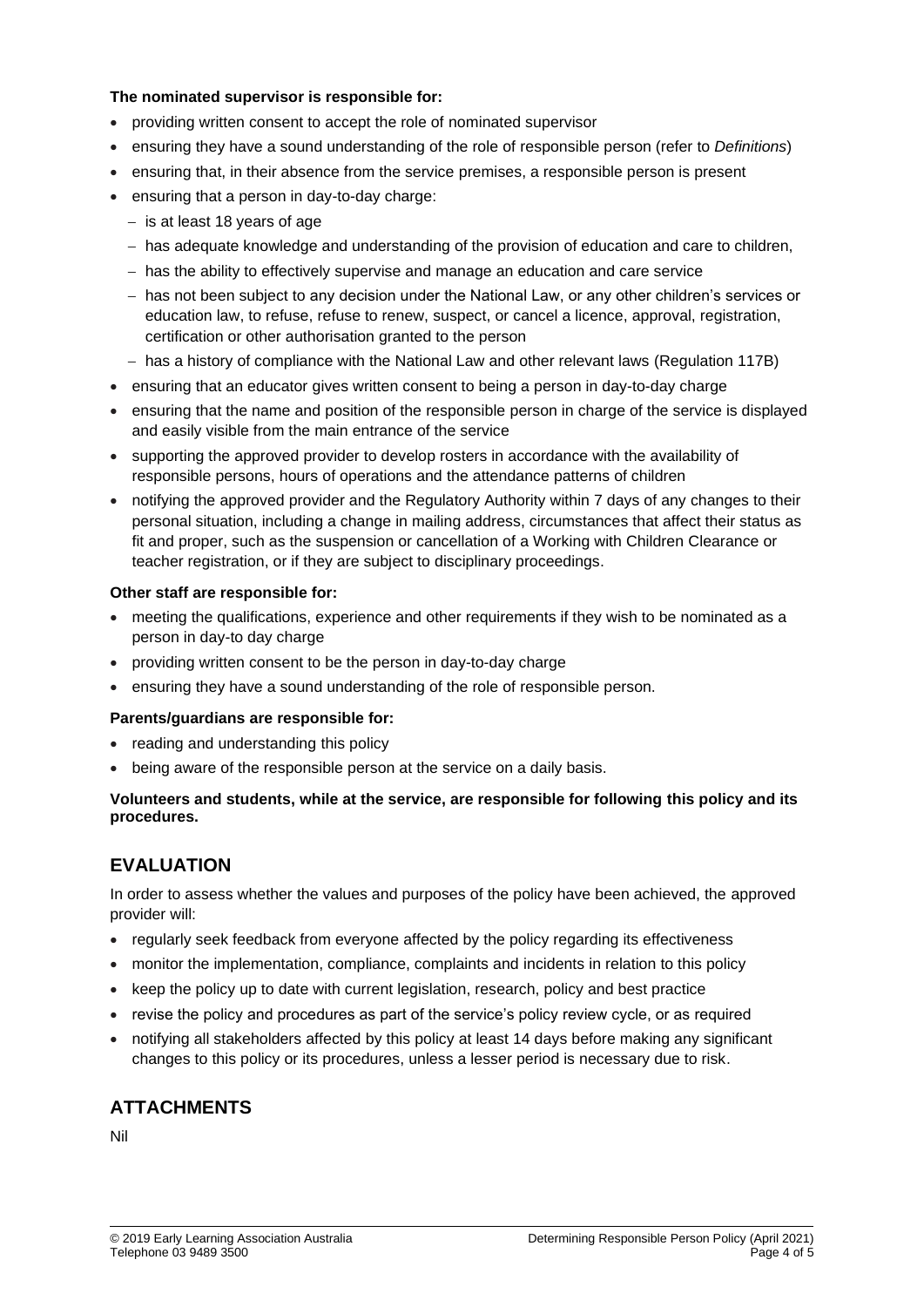**The nominated supervisor is responsible for:**

- providing written consent to accept the role of nominated supervisor
- ensuring they have a sound understanding of the role of responsible person (refer to *Definitions*)
- ensuring that, in their absence from the service premises, a responsible person is present
- ensuring that a person in day-to-day charge:
  - is at least 18 years of age
  - has adequate knowledge and understanding of the provision of education and care to children,
  - has the ability to effectively supervise and manage an education and care service
  - has not been subject to any decision under the National Law, or any other children's services or education law, to refuse, refuse to renew, suspect, or cancel a licence, approval, registration, certification or other authorisation granted to the person
  - has a history of compliance with the National Law and other relevant laws (Regulation 117B)
- ensuring that an educator gives written consent to being a person in day-to-day charge
- ensuring that the name and position of the responsible person in charge of the service is displayed and easily visible from the main entrance of the service
- supporting the approved provider to develop rosters in accordance with the availability of responsible persons, hours of operations and the attendance patterns of children
- notifying the approved provider and the Regulatory Authority within 7 days of any changes to their personal situation, including a change in mailing address, circumstances that affect their status as fit and proper, such as the suspension or cancellation of a Working with Children Clearance or teacher registration, or if they are subject to disciplinary proceedings.

**Other staff are responsible for:**

- meeting the qualifications, experience and other requirements if they wish to be nominated as a person in day-to day charge
- providing written consent to be the person in day-to-day charge
- ensuring they have a sound understanding of the role of responsible person.

**Parents/guardians are responsible for:**

- reading and understanding this policy
- being aware of the responsible person at the service on a daily basis.

**Volunteers and students, while at the service, are responsible for following this policy and its procedures.**

## EVALUATION

In order to assess whether the values and purposes of the policy have been achieved, the approved provider will:

- regularly seek feedback from everyone affected by the policy regarding its effectiveness
- monitor the implementation, compliance, complaints and incidents in relation to this policy
- keep the policy up to date with current legislation, research, policy and best practice
- revise the policy and procedures as part of the service's policy review cycle, or as required
- notifying all stakeholders affected by this policy at least 14 days before making any significant changes to this policy or its procedures, unless a lesser period is necessary due to risk.

## ATTACHMENTS

Nil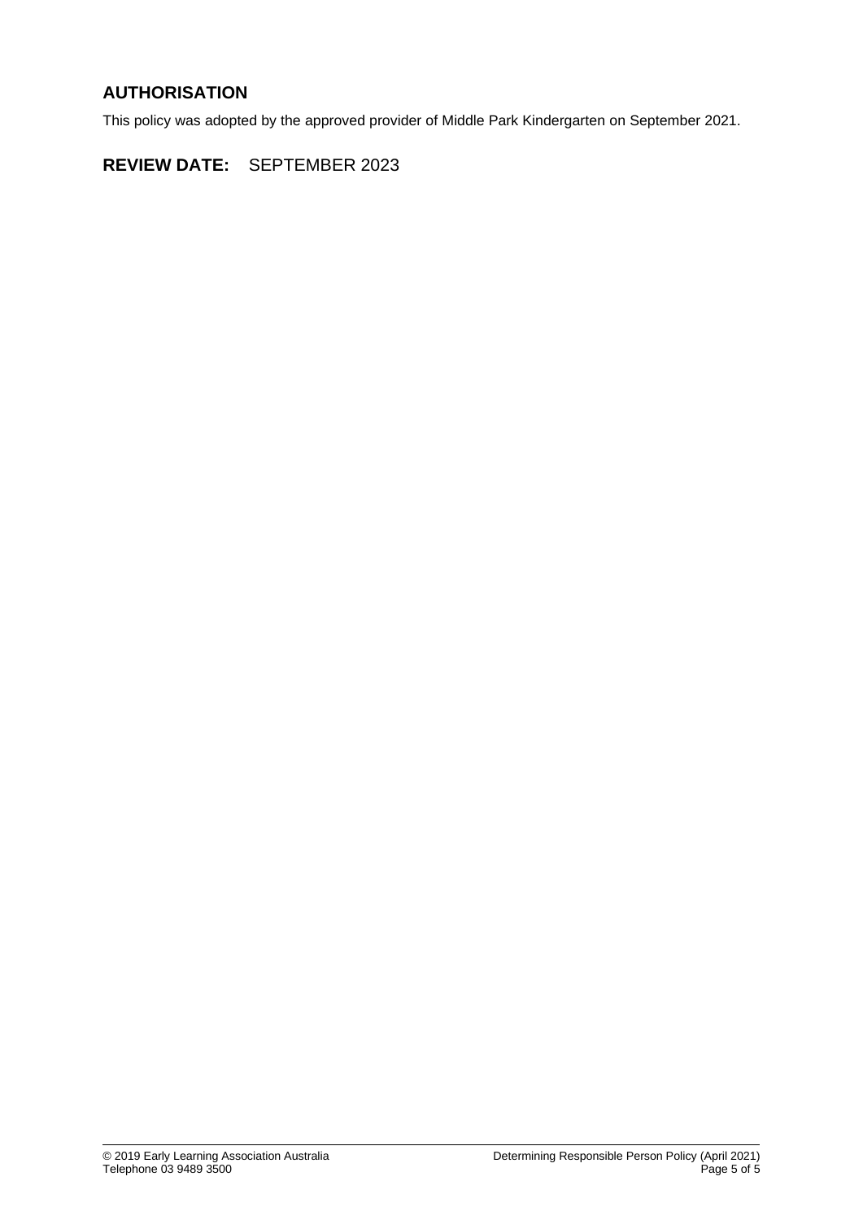## AUTHORISATION

This policy was adopted by the approved provider of Middle Park Kindergarten on September 2021.

## REVIEW DATE: SEPTEMBER 2023